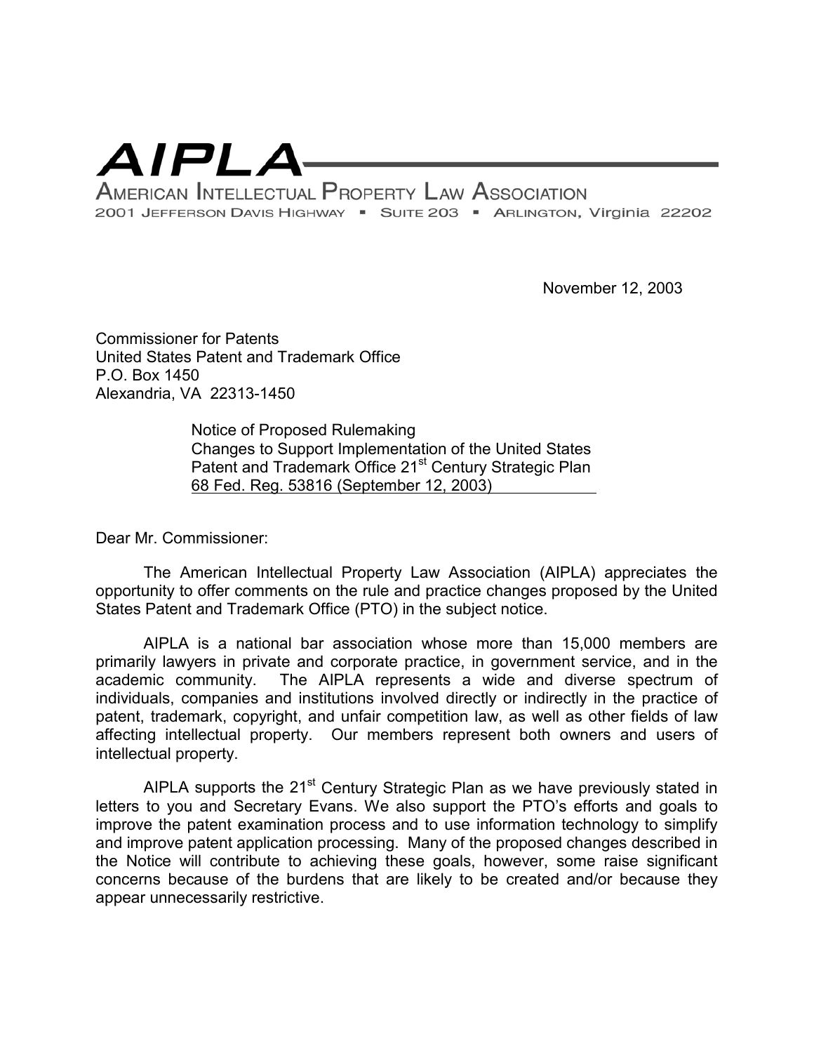# AIPLA

AMERICAN INTELLECTUAL PROPERTY LAW ASSOCIATION

2001 JEFFERSON DAVIS HIGHWAY ▪ SUITE 203 ▪ ARLINGTON, Virginia 22202

November 12, 2003

Commissioner for Patents
United States Patent and Trademark Office
P.O. Box 1450
Alexandria, VA 22313-1450

Notice of Proposed Rulemaking
Changes to Support Implementation of the United States Patent and Trademark Office 21st Century Strategic Plan
68 Fed. Reg. 53816 (September 12, 2003)

Dear Mr. Commissioner:

The American Intellectual Property Law Association (AIPLA) appreciates the opportunity to offer comments on the rule and practice changes proposed by the United States Patent and Trademark Office (PTO) in the subject notice.

AIPLA is a national bar association whose more than 15,000 members are primarily lawyers in private and corporate practice, in government service, and in the academic community. The AIPLA represents a wide and diverse spectrum of individuals, companies and institutions involved directly or indirectly in the practice of patent, trademark, copyright, and unfair competition law, as well as other fields of law affecting intellectual property. Our members represent both owners and users of intellectual property.

AIPLA supports the 21st Century Strategic Plan as we have previously stated in letters to you and Secretary Evans. We also support the PTO's efforts and goals to improve the patent examination process and to use information technology to simplify and improve patent application processing. Many of the proposed changes described in the Notice will contribute to achieving these goals, however, some raise significant concerns because of the burdens that are likely to be created and/or because they appear unnecessarily restrictive.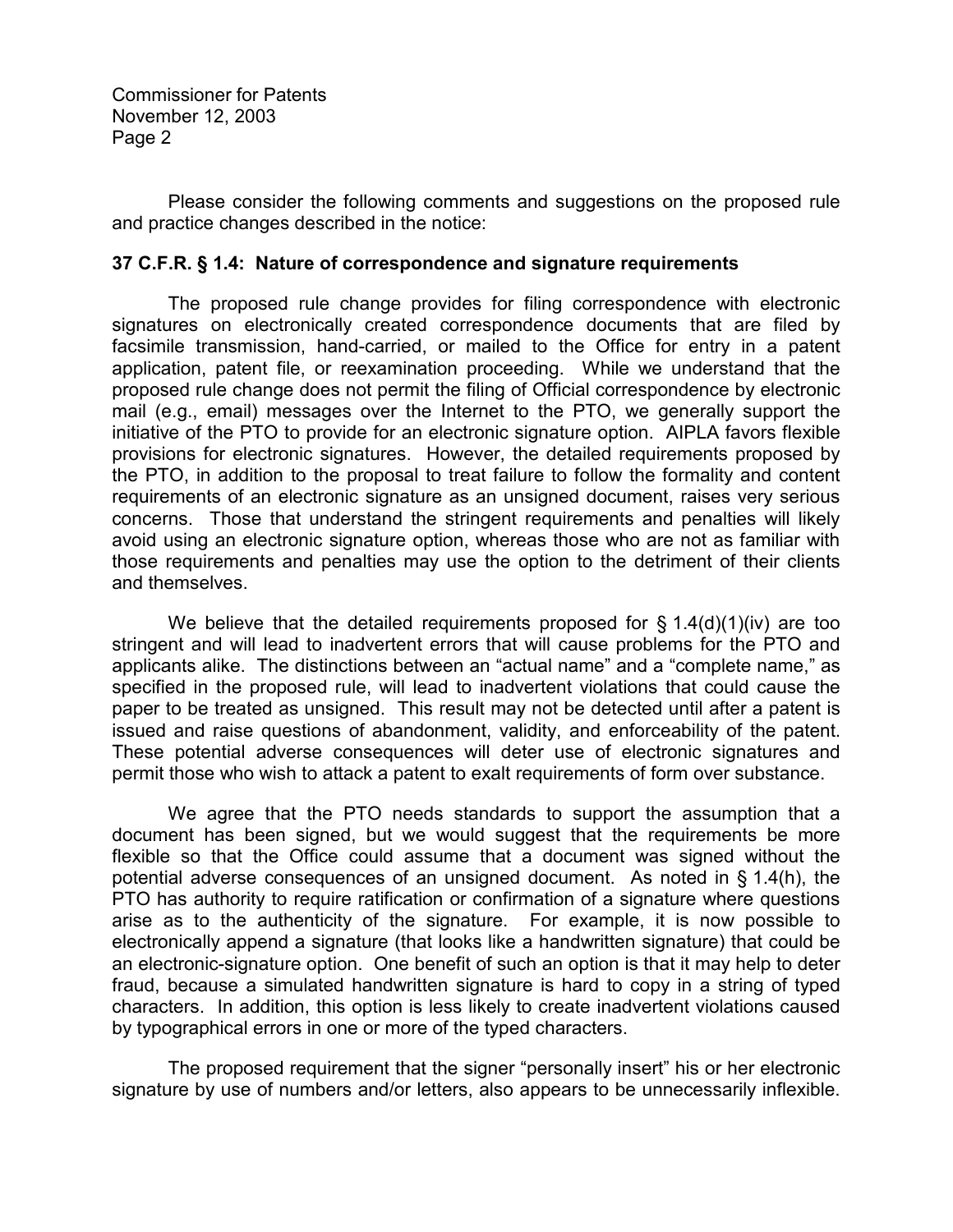Please consider the following comments and suggestions on the proposed rule and practice changes described in the notice:

**37 C.F.R. § 1.4: Nature of correspondence and signature requirements**

The proposed rule change provides for filing correspondence with electronic signatures on electronically created correspondence documents that are filed by facsimile transmission, hand-carried, or mailed to the Office for entry in a patent application, patent file, or reexamination proceeding. While we understand that the proposed rule change does not permit the filing of Official correspondence by electronic mail (e.g., email) messages over the Internet to the PTO, we generally support the initiative of the PTO to provide for an electronic signature option. AIPLA favors flexible provisions for electronic signatures. However, the detailed requirements proposed by the PTO, in addition to the proposal to treat failure to follow the formality and content requirements of an electronic signature as an unsigned document, raises very serious concerns. Those that understand the stringent requirements and penalties will likely avoid using an electronic signature option, whereas those who are not as familiar with those requirements and penalties may use the option to the detriment of their clients and themselves.

We believe that the detailed requirements proposed for § 1.4(d)(1)(iv) are too stringent and will lead to inadvertent errors that will cause problems for the PTO and applicants alike. The distinctions between an "actual name" and a "complete name," as specified in the proposed rule, will lead to inadvertent violations that could cause the paper to be treated as unsigned. This result may not be detected until after a patent is issued and raise questions of abandonment, validity, and enforceability of the patent. These potential adverse consequences will deter use of electronic signatures and permit those who wish to attack a patent to exalt requirements of form over substance.

We agree that the PTO needs standards to support the assumption that a document has been signed, but we would suggest that the requirements be more flexible so that the Office could assume that a document was signed without the potential adverse consequences of an unsigned document. As noted in § 1.4(h), the PTO has authority to require ratification or confirmation of a signature where questions arise as to the authenticity of the signature. For example, it is now possible to electronically append a signature (that looks like a handwritten signature) that could be an electronic-signature option. One benefit of such an option is that it may help to deter fraud, because a simulated handwritten signature is hard to copy in a string of typed characters. In addition, this option is less likely to create inadvertent violations caused by typographical errors in one or more of the typed characters.

The proposed requirement that the signer "personally insert" his or her electronic signature by use of numbers and/or letters, also appears to be unnecessarily inflexible.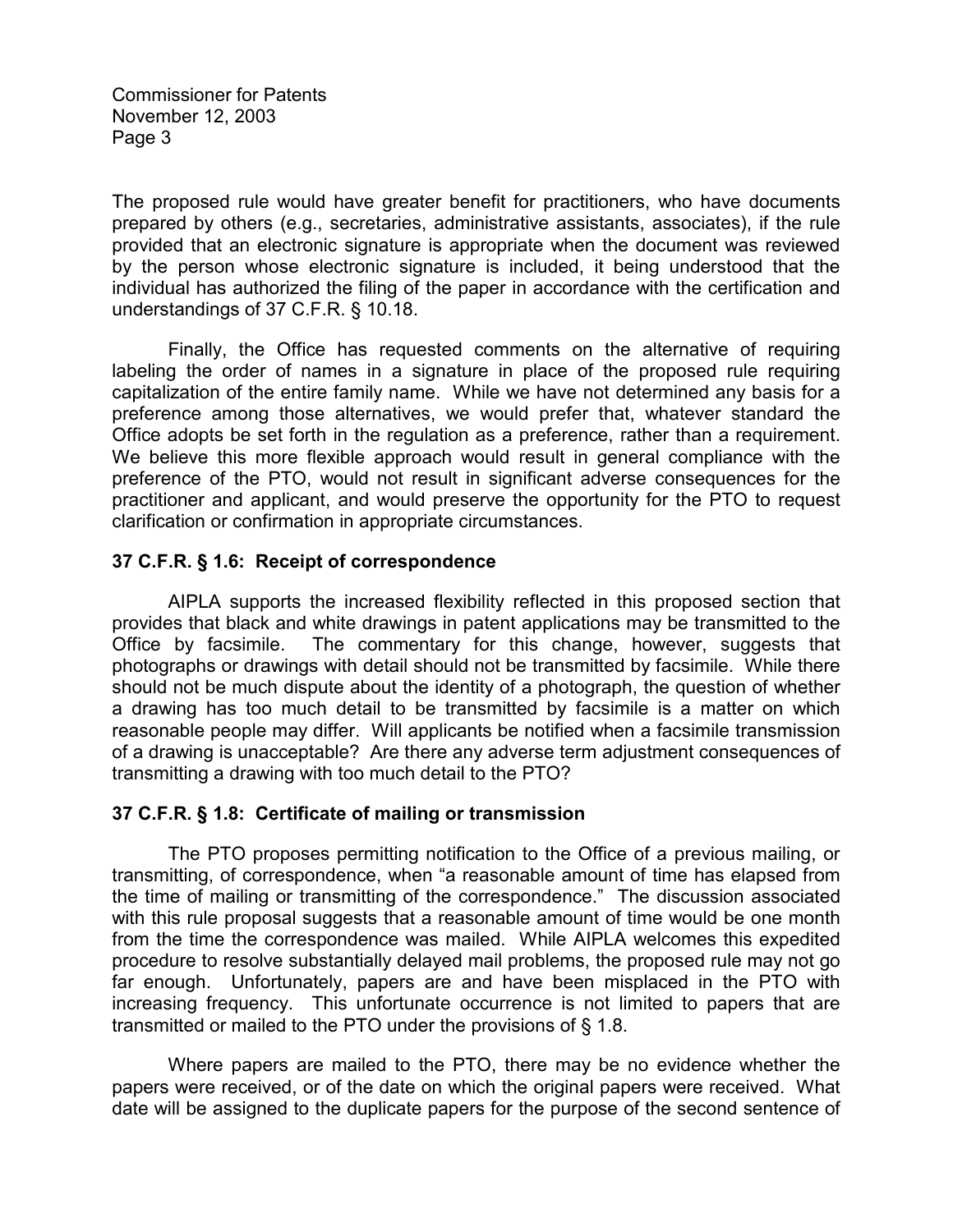The proposed rule would have greater benefit for practitioners, who have documents prepared by others (e.g., secretaries, administrative assistants, associates), if the rule provided that an electronic signature is appropriate when the document was reviewed by the person whose electronic signature is included, it being understood that the individual has authorized the filing of the paper in accordance with the certification and understandings of 37 C.F.R. § 10.18.

Finally, the Office has requested comments on the alternative of requiring labeling the order of names in a signature in place of the proposed rule requiring capitalization of the entire family name. While we have not determined any basis for a preference among those alternatives, we would prefer that, whatever standard the Office adopts be set forth in the regulation as a preference, rather than a requirement. We believe this more flexible approach would result in general compliance with the preference of the PTO, would not result in significant adverse consequences for the practitioner and applicant, and would preserve the opportunity for the PTO to request clarification or confirmation in appropriate circumstances.

**37 C.F.R. § 1.6: Receipt of correspondence**

AIPLA supports the increased flexibility reflected in this proposed section that provides that black and white drawings in patent applications may be transmitted to the Office by facsimile. The commentary for this change, however, suggests that photographs or drawings with detail should not be transmitted by facsimile. While there should not be much dispute about the identity of a photograph, the question of whether a drawing has too much detail to be transmitted by facsimile is a matter on which reasonable people may differ. Will applicants be notified when a facsimile transmission of a drawing is unacceptable? Are there any adverse term adjustment consequences of transmitting a drawing with too much detail to the PTO?

**37 C.F.R. § 1.8: Certificate of mailing or transmission**

The PTO proposes permitting notification to the Office of a previous mailing, or transmitting, of correspondence, when "a reasonable amount of time has elapsed from the time of mailing or transmitting of the correspondence." The discussion associated with this rule proposal suggests that a reasonable amount of time would be one month from the time the correspondence was mailed. While AIPLA welcomes this expedited procedure to resolve substantially delayed mail problems, the proposed rule may not go far enough. Unfortunately, papers are and have been misplaced in the PTO with increasing frequency. This unfortunate occurrence is not limited to papers that are transmitted or mailed to the PTO under the provisions of § 1.8.

Where papers are mailed to the PTO, there may be no evidence whether the papers were received, or of the date on which the original papers were received. What date will be assigned to the duplicate papers for the purpose of the second sentence of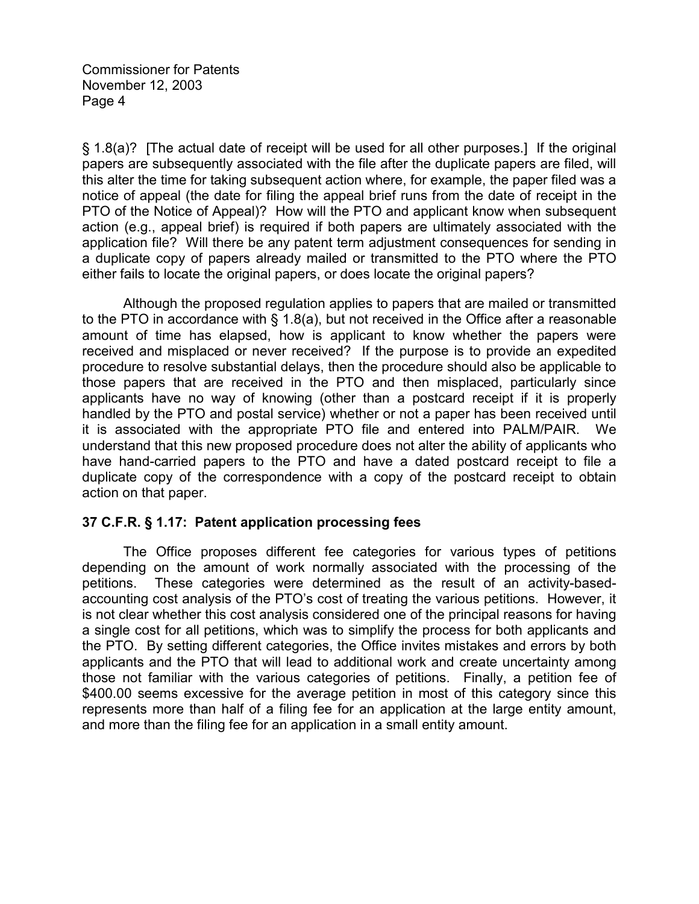§ 1.8(a)? [The actual date of receipt will be used for all other purposes.] If the original papers are subsequently associated with the file after the duplicate papers are filed, will this alter the time for taking subsequent action where, for example, the paper filed was a notice of appeal (the date for filing the appeal brief runs from the date of receipt in the PTO of the Notice of Appeal)? How will the PTO and applicant know when subsequent action (e.g., appeal brief) is required if both papers are ultimately associated with the application file? Will there be any patent term adjustment consequences for sending in a duplicate copy of papers already mailed or transmitted to the PTO where the PTO either fails to locate the original papers, or does locate the original papers?

Although the proposed regulation applies to papers that are mailed or transmitted to the PTO in accordance with § 1.8(a), but not received in the Office after a reasonable amount of time has elapsed, how is applicant to know whether the papers were received and misplaced or never received? If the purpose is to provide an expedited procedure to resolve substantial delays, then the procedure should also be applicable to those papers that are received in the PTO and then misplaced, particularly since applicants have no way of knowing (other than a postcard receipt if it is properly handled by the PTO and postal service) whether or not a paper has been received until it is associated with the appropriate PTO file and entered into PALM/PAIR. We understand that this new proposed procedure does not alter the ability of applicants who have hand-carried papers to the PTO and have a dated postcard receipt to file a duplicate copy of the correspondence with a copy of the postcard receipt to obtain action on that paper.

**37 C.F.R. § 1.17: Patent application processing fees**

The Office proposes different fee categories for various types of petitions depending on the amount of work normally associated with the processing of the petitions. These categories were determined as the result of an activity-based-accounting cost analysis of the PTO's cost of treating the various petitions. However, it is not clear whether this cost analysis considered one of the principal reasons for having a single cost for all petitions, which was to simplify the process for both applicants and the PTO. By setting different categories, the Office invites mistakes and errors by both applicants and the PTO that will lead to additional work and create uncertainty among those not familiar with the various categories of petitions. Finally, a petition fee of $400.00 seems excessive for the average petition in most of this category since this represents more than half of a filing fee for an application at the large entity amount, and more than the filing fee for an application in a small entity amount.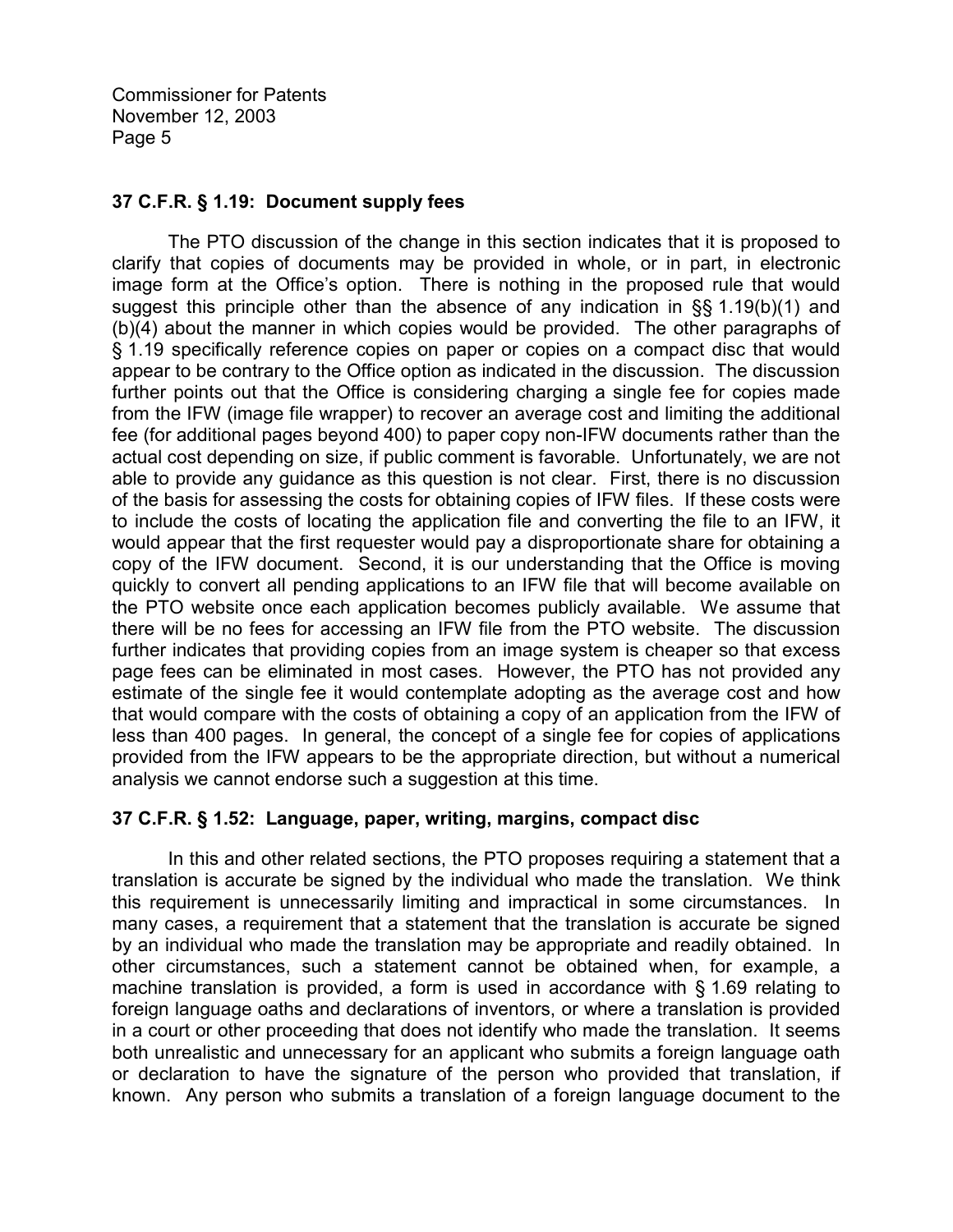### 37 C.F.R. § 1.19: Document supply fees

The PTO discussion of the change in this section indicates that it is proposed to clarify that copies of documents may be provided in whole, or in part, in electronic image form at the Office's option. There is nothing in the proposed rule that would suggest this principle other than the absence of any indication in §§ 1.19(b)(1) and (b)(4) about the manner in which copies would be provided. The other paragraphs of § 1.19 specifically reference copies on paper or copies on a compact disc that would appear to be contrary to the Office option as indicated in the discussion. The discussion further points out that the Office is considering charging a single fee for copies made from the IFW (image file wrapper) to recover an average cost and limiting the additional fee (for additional pages beyond 400) to paper copy non-IFW documents rather than the actual cost depending on size, if public comment is favorable. Unfortunately, we are not able to provide any guidance as this question is not clear. First, there is no discussion of the basis for assessing the costs for obtaining copies of IFW files. If these costs were to include the costs of locating the application file and converting the file to an IFW, it would appear that the first requester would pay a disproportionate share for obtaining a copy of the IFW document. Second, it is our understanding that the Office is moving quickly to convert all pending applications to an IFW file that will become available on the PTO website once each application becomes publicly available. We assume that there will be no fees for accessing an IFW file from the PTO website. The discussion further indicates that providing copies from an image system is cheaper so that excess page fees can be eliminated in most cases. However, the PTO has not provided any estimate of the single fee it would contemplate adopting as the average cost and how that would compare with the costs of obtaining a copy of an application from the IFW of less than 400 pages. In general, the concept of a single fee for copies of applications provided from the IFW appears to be the appropriate direction, but without a numerical analysis we cannot endorse such a suggestion at this time.

### 37 C.F.R. § 1.52: Language, paper, writing, margins, compact disc

In this and other related sections, the PTO proposes requiring a statement that a translation is accurate be signed by the individual who made the translation. We think this requirement is unnecessarily limiting and impractical in some circumstances. In many cases, a requirement that a statement that the translation is accurate be signed by an individual who made the translation may be appropriate and readily obtained. In other circumstances, such a statement cannot be obtained when, for example, a machine translation is provided, a form is used in accordance with § 1.69 relating to foreign language oaths and declarations of inventors, or where a translation is provided in a court or other proceeding that does not identify who made the translation. It seems both unrealistic and unnecessary for an applicant who submits a foreign language oath or declaration to have the signature of the person who provided that translation, if known. Any person who submits a translation of a foreign language document to the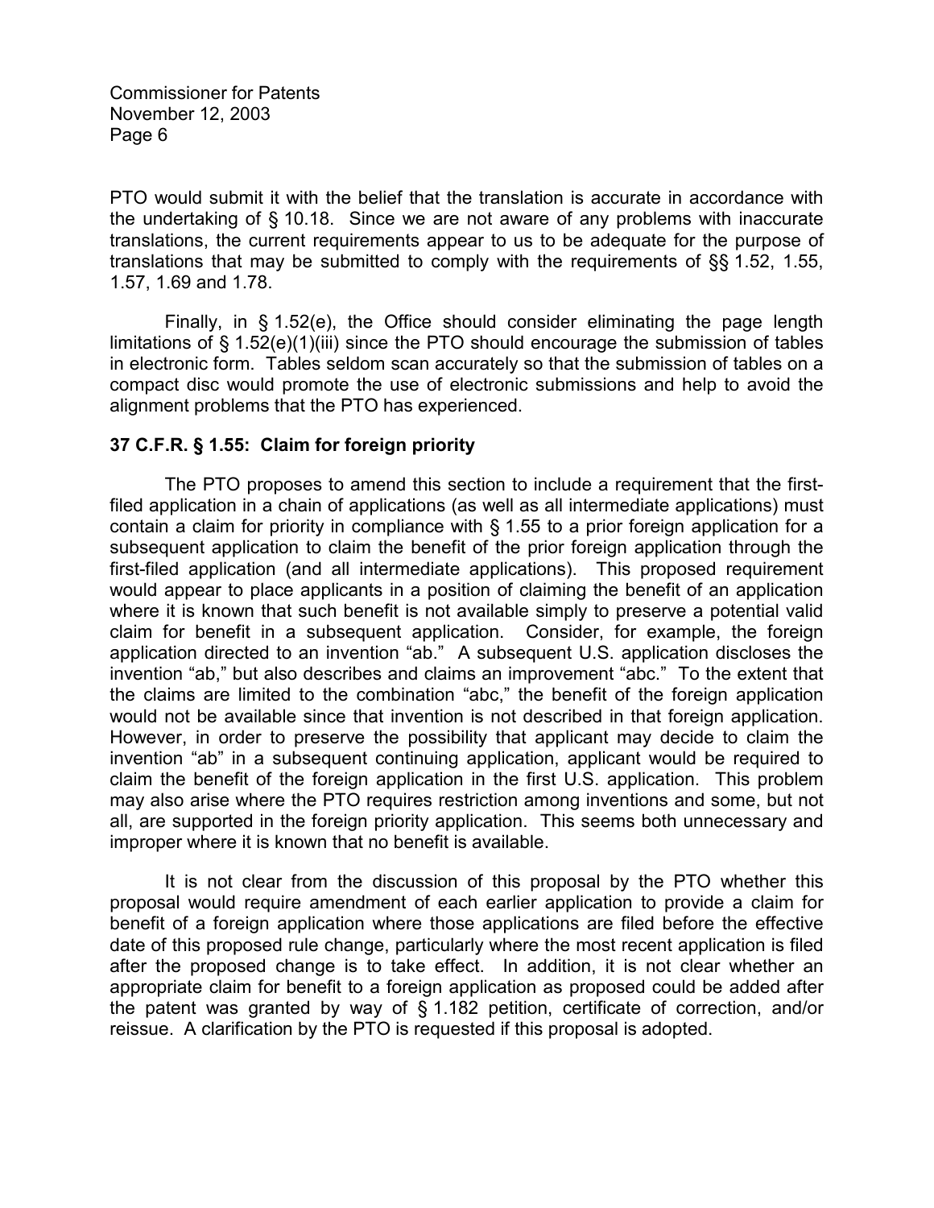PTO would submit it with the belief that the translation is accurate in accordance with the undertaking of § 10.18. Since we are not aware of any problems with inaccurate translations, the current requirements appear to us to be adequate for the purpose of translations that may be submitted to comply with the requirements of §§ 1.52, 1.55, 1.57, 1.69 and 1.78.

Finally, in § 1.52(e), the Office should consider eliminating the page length limitations of § 1.52(e)(1)(iii) since the PTO should encourage the submission of tables in electronic form. Tables seldom scan accurately so that the submission of tables on a compact disc would promote the use of electronic submissions and help to avoid the alignment problems that the PTO has experienced.

**37 C.F.R. § 1.55: Claim for foreign priority**

The PTO proposes to amend this section to include a requirement that the first-filed application in a chain of applications (as well as all intermediate applications) must contain a claim for priority in compliance with § 1.55 to a prior foreign application for a subsequent application to claim the benefit of the prior foreign application through the first-filed application (and all intermediate applications). This proposed requirement would appear to place applicants in a position of claiming the benefit of an application where it is known that such benefit is not available simply to preserve a potential valid claim for benefit in a subsequent application. Consider, for example, the foreign application directed to an invention "ab." A subsequent U.S. application discloses the invention "ab," but also describes and claims an improvement "abc." To the extent that the claims are limited to the combination "abc," the benefit of the foreign application would not be available since that invention is not described in that foreign application. However, in order to preserve the possibility that applicant may decide to claim the invention "ab" in a subsequent continuing application, applicant would be required to claim the benefit of the foreign application in the first U.S. application. This problem may also arise where the PTO requires restriction among inventions and some, but not all, are supported in the foreign priority application. This seems both unnecessary and improper where it is known that no benefit is available.

It is not clear from the discussion of this proposal by the PTO whether this proposal would require amendment of each earlier application to provide a claim for benefit of a foreign application where those applications are filed before the effective date of this proposed rule change, particularly where the most recent application is filed after the proposed change is to take effect. In addition, it is not clear whether an appropriate claim for benefit to a foreign application as proposed could be added after the patent was granted by way of § 1.182 petition, certificate of correction, and/or reissue. A clarification by the PTO is requested if this proposal is adopted.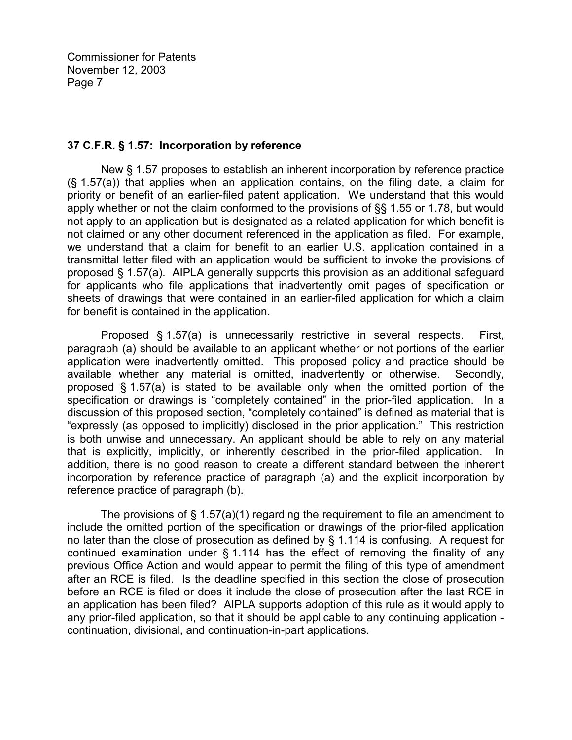**37 C.F.R. § 1.57: Incorporation by reference**

New § 1.57 proposes to establish an inherent incorporation by reference practice (§ 1.57(a)) that applies when an application contains, on the filing date, a claim for priority or benefit of an earlier-filed patent application. We understand that this would apply whether or not the claim conformed to the provisions of §§ 1.55 or 1.78, but would not apply to an application but is designated as a related application for which benefit is not claimed or any other document referenced in the application as filed. For example, we understand that a claim for benefit to an earlier U.S. application contained in a transmittal letter filed with an application would be sufficient to invoke the provisions of proposed § 1.57(a). AIPLA generally supports this provision as an additional safeguard for applicants who file applications that inadvertently omit pages of specification or sheets of drawings that were contained in an earlier-filed application for which a claim for benefit is contained in the application.

Proposed § 1.57(a) is unnecessarily restrictive in several respects. First, paragraph (a) should be available to an applicant whether or not portions of the earlier application were inadvertently omitted. This proposed policy and practice should be available whether any material is omitted, inadvertently or otherwise. Secondly, proposed § 1.57(a) is stated to be available only when the omitted portion of the specification or drawings is "completely contained" in the prior-filed application. In a discussion of this proposed section, "completely contained" is defined as material that is "expressly (as opposed to implicitly) disclosed in the prior application." This restriction is both unwise and unnecessary. An applicant should be able to rely on any material that is explicitly, implicitly, or inherently described in the prior-filed application. In addition, there is no good reason to create a different standard between the inherent incorporation by reference practice of paragraph (a) and the explicit incorporation by reference practice of paragraph (b).

The provisions of § 1.57(a)(1) regarding the requirement to file an amendment to include the omitted portion of the specification or drawings of the prior-filed application no later than the close of prosecution as defined by § 1.114 is confusing. A request for continued examination under § 1.114 has the effect of removing the finality of any previous Office Action and would appear to permit the filing of this type of amendment after an RCE is filed. Is the deadline specified in this section the close of prosecution before an RCE is filed or does it include the close of prosecution after the last RCE in an application has been filed? AIPLA supports adoption of this rule as it would apply to any prior-filed application, so that it should be applicable to any continuing application - continuation, divisional, and continuation-in-part applications.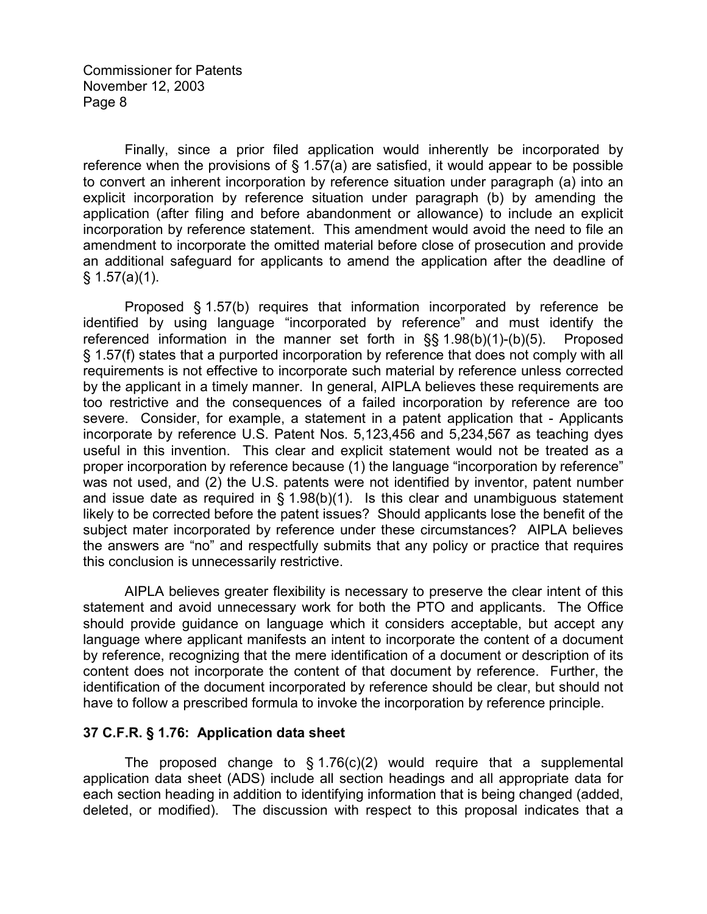Finally, since a prior filed application would inherently be incorporated by reference when the provisions of § 1.57(a) are satisfied, it would appear to be possible to convert an inherent incorporation by reference situation under paragraph (a) into an explicit incorporation by reference situation under paragraph (b) by amending the application (after filing and before abandonment or allowance) to include an explicit incorporation by reference statement. This amendment would avoid the need to file an amendment to incorporate the omitted material before close of prosecution and provide an additional safeguard for applicants to amend the application after the deadline of § 1.57(a)(1).

Proposed § 1.57(b) requires that information incorporated by reference be identified by using language "incorporated by reference" and must identify the referenced information in the manner set forth in §§ 1.98(b)(1)-(b)(5). Proposed § 1.57(f) states that a purported incorporation by reference that does not comply with all requirements is not effective to incorporate such material by reference unless corrected by the applicant in a timely manner. In general, AIPLA believes these requirements are too restrictive and the consequences of a failed incorporation by reference are too severe. Consider, for example, a statement in a patent application that - Applicants incorporate by reference U.S. Patent Nos. 5,123,456 and 5,234,567 as teaching dyes useful in this invention. This clear and explicit statement would not be treated as a proper incorporation by reference because (1) the language "incorporation by reference" was not used, and (2) the U.S. patents were not identified by inventor, patent number and issue date as required in § 1.98(b)(1). Is this clear and unambiguous statement likely to be corrected before the patent issues? Should applicants lose the benefit of the subject mater incorporated by reference under these circumstances? AIPLA believes the answers are "no" and respectfully submits that any policy or practice that requires this conclusion is unnecessarily restrictive.

AIPLA believes greater flexibility is necessary to preserve the clear intent of this statement and avoid unnecessary work for both the PTO and applicants. The Office should provide guidance on language which it considers acceptable, but accept any language where applicant manifests an intent to incorporate the content of a document by reference, recognizing that the mere identification of a document or description of its content does not incorporate the content of that document by reference. Further, the identification of the document incorporated by reference should be clear, but should not have to follow a prescribed formula to invoke the incorporation by reference principle.

**37 C.F.R. § 1.76: Application data sheet**

The proposed change to § 1.76(c)(2) would require that a supplemental application data sheet (ADS) include all section headings and all appropriate data for each section heading in addition to identifying information that is being changed (added, deleted, or modified). The discussion with respect to this proposal indicates that a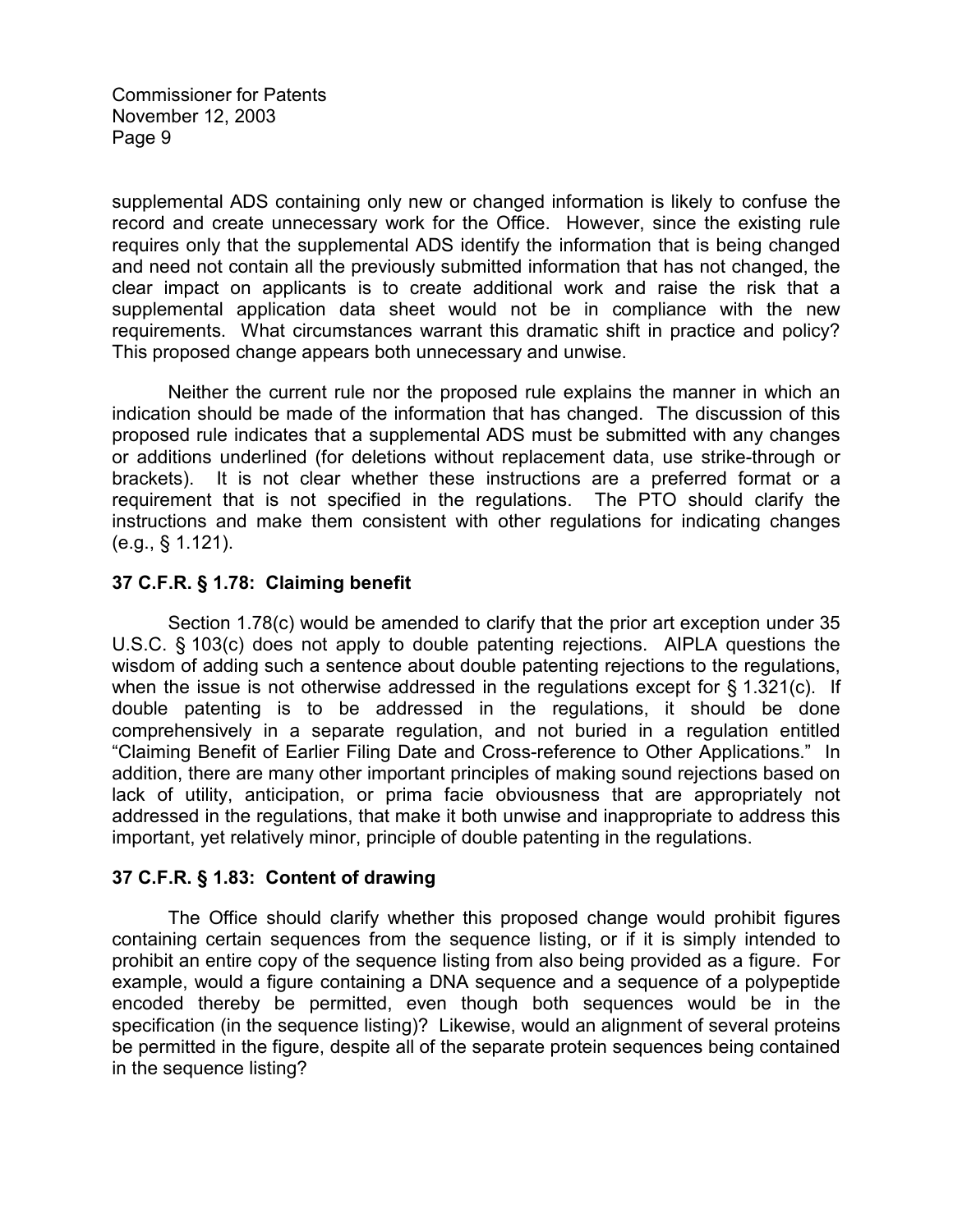supplemental ADS containing only new or changed information is likely to confuse the record and create unnecessary work for the Office. However, since the existing rule requires only that the supplemental ADS identify the information that is being changed and need not contain all the previously submitted information that has not changed, the clear impact on applicants is to create additional work and raise the risk that a supplemental application data sheet would not be in compliance with the new requirements. What circumstances warrant this dramatic shift in practice and policy? This proposed change appears both unnecessary and unwise.

Neither the current rule nor the proposed rule explains the manner in which an indication should be made of the information that has changed. The discussion of this proposed rule indicates that a supplemental ADS must be submitted with any changes or additions underlined (for deletions without replacement data, use strike-through or brackets). It is not clear whether these instructions are a preferred format or a requirement that is not specified in the regulations. The PTO should clarify the instructions and make them consistent with other regulations for indicating changes (e.g., § 1.121).

### 37 C.F.R. § 1.78: Claiming benefit

Section 1.78(c) would be amended to clarify that the prior art exception under 35 U.S.C. § 103(c) does not apply to double patenting rejections. AIPLA questions the wisdom of adding such a sentence about double patenting rejections to the regulations, when the issue is not otherwise addressed in the regulations except for § 1.321(c). If double patenting is to be addressed in the regulations, it should be done comprehensively in a separate regulation, and not buried in a regulation entitled "Claiming Benefit of Earlier Filing Date and Cross-reference to Other Applications." In addition, there are many other important principles of making sound rejections based on lack of utility, anticipation, or prima facie obviousness that are appropriately not addressed in the regulations, that make it both unwise and inappropriate to address this important, yet relatively minor, principle of double patenting in the regulations.

### 37 C.F.R. § 1.83: Content of drawing

The Office should clarify whether this proposed change would prohibit figures containing certain sequences from the sequence listing, or if it is simply intended to prohibit an entire copy of the sequence listing from also being provided as a figure. For example, would a figure containing a DNA sequence and a sequence of a polypeptide encoded thereby be permitted, even though both sequences would be in the specification (in the sequence listing)? Likewise, would an alignment of several proteins be permitted in the figure, despite all of the separate protein sequences being contained in the sequence listing?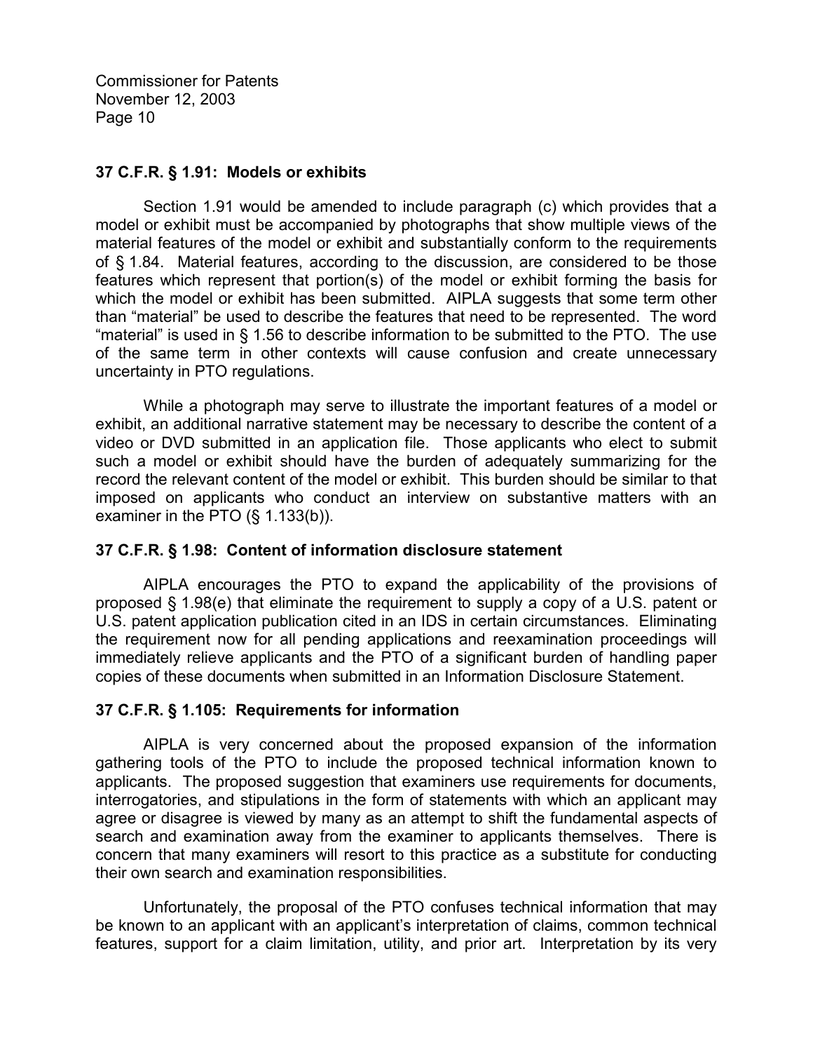**37 C.F.R. § 1.91: Models or exhibits**

Section 1.91 would be amended to include paragraph (c) which provides that a model or exhibit must be accompanied by photographs that show multiple views of the material features of the model or exhibit and substantially conform to the requirements of § 1.84. Material features, according to the discussion, are considered to be those features which represent that portion(s) of the model or exhibit forming the basis for which the model or exhibit has been submitted. AIPLA suggests that some term other than "material" be used to describe the features that need to be represented. The word "material" is used in § 1.56 to describe information to be submitted to the PTO. The use of the same term in other contexts will cause confusion and create unnecessary uncertainty in PTO regulations.

While a photograph may serve to illustrate the important features of a model or exhibit, an additional narrative statement may be necessary to describe the content of a video or DVD submitted in an application file. Those applicants who elect to submit such a model or exhibit should have the burden of adequately summarizing for the record the relevant content of the model or exhibit. This burden should be similar to that imposed on applicants who conduct an interview on substantive matters with an examiner in the PTO (§ 1.133(b)).

**37 C.F.R. § 1.98: Content of information disclosure statement**

AIPLA encourages the PTO to expand the applicability of the provisions of proposed § 1.98(e) that eliminate the requirement to supply a copy of a U.S. patent or U.S. patent application publication cited in an IDS in certain circumstances. Eliminating the requirement now for all pending applications and reexamination proceedings will immediately relieve applicants and the PTO of a significant burden of handling paper copies of these documents when submitted in an Information Disclosure Statement.

**37 C.F.R. § 1.105: Requirements for information**

AIPLA is very concerned about the proposed expansion of the information gathering tools of the PTO to include the proposed technical information known to applicants. The proposed suggestion that examiners use requirements for documents, interrogatories, and stipulations in the form of statements with which an applicant may agree or disagree is viewed by many as an attempt to shift the fundamental aspects of search and examination away from the examiner to applicants themselves. There is concern that many examiners will resort to this practice as a substitute for conducting their own search and examination responsibilities.

Unfortunately, the proposal of the PTO confuses technical information that may be known to an applicant with an applicant's interpretation of claims, common technical features, support for a claim limitation, utility, and prior art. Interpretation by its very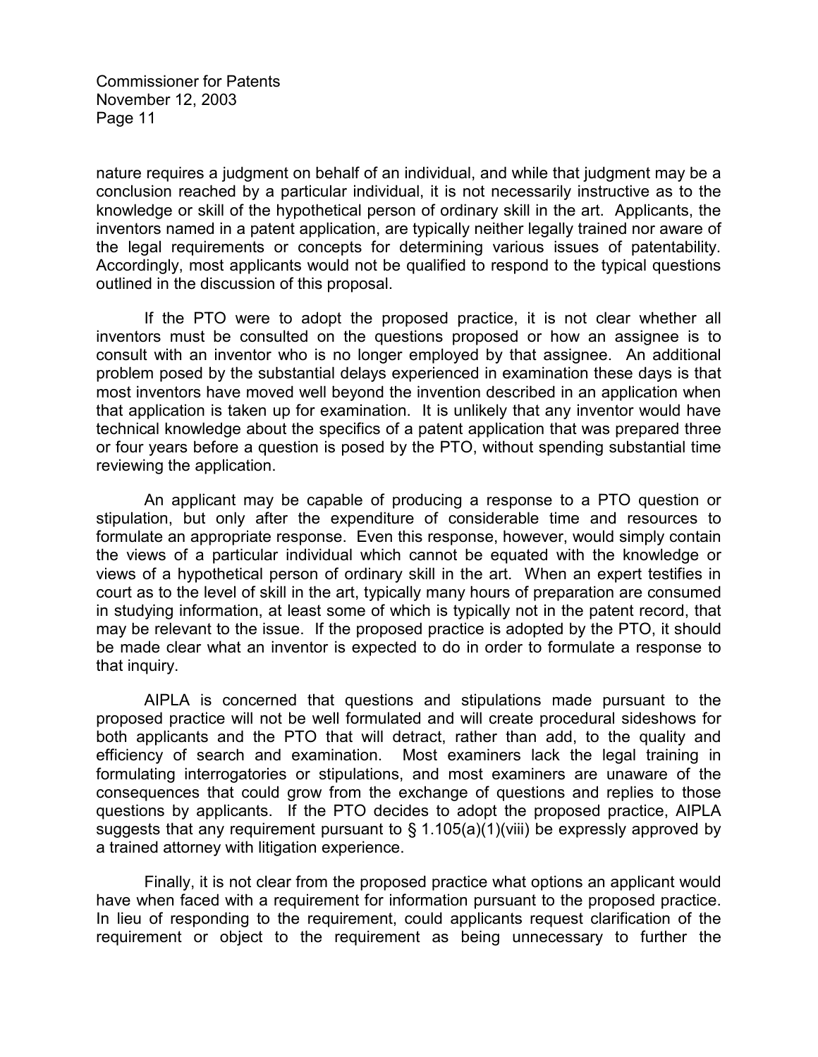nature requires a judgment on behalf of an individual, and while that judgment may be a conclusion reached by a particular individual, it is not necessarily instructive as to the knowledge or skill of the hypothetical person of ordinary skill in the art. Applicants, the inventors named in a patent application, are typically neither legally trained nor aware of the legal requirements or concepts for determining various issues of patentability. Accordingly, most applicants would not be qualified to respond to the typical questions outlined in the discussion of this proposal.

If the PTO were to adopt the proposed practice, it is not clear whether all inventors must be consulted on the questions proposed or how an assignee is to consult with an inventor who is no longer employed by that assignee. An additional problem posed by the substantial delays experienced in examination these days is that most inventors have moved well beyond the invention described in an application when that application is taken up for examination. It is unlikely that any inventor would have technical knowledge about the specifics of a patent application that was prepared three or four years before a question is posed by the PTO, without spending substantial time reviewing the application.

An applicant may be capable of producing a response to a PTO question or stipulation, but only after the expenditure of considerable time and resources to formulate an appropriate response. Even this response, however, would simply contain the views of a particular individual which cannot be equated with the knowledge or views of a hypothetical person of ordinary skill in the art. When an expert testifies in court as to the level of skill in the art, typically many hours of preparation are consumed in studying information, at least some of which is typically not in the patent record, that may be relevant to the issue. If the proposed practice is adopted by the PTO, it should be made clear what an inventor is expected to do in order to formulate a response to that inquiry.

AIPLA is concerned that questions and stipulations made pursuant to the proposed practice will not be well formulated and will create procedural sideshows for both applicants and the PTO that will detract, rather than add, to the quality and efficiency of search and examination. Most examiners lack the legal training in formulating interrogatories or stipulations, and most examiners are unaware of the consequences that could grow from the exchange of questions and replies to those questions by applicants. If the PTO decides to adopt the proposed practice, AIPLA suggests that any requirement pursuant to § 1.105(a)(1)(viii) be expressly approved by a trained attorney with litigation experience.

Finally, it is not clear from the proposed practice what options an applicant would have when faced with a requirement for information pursuant to the proposed practice. In lieu of responding to the requirement, could applicants request clarification of the requirement or object to the requirement as being unnecessary to further the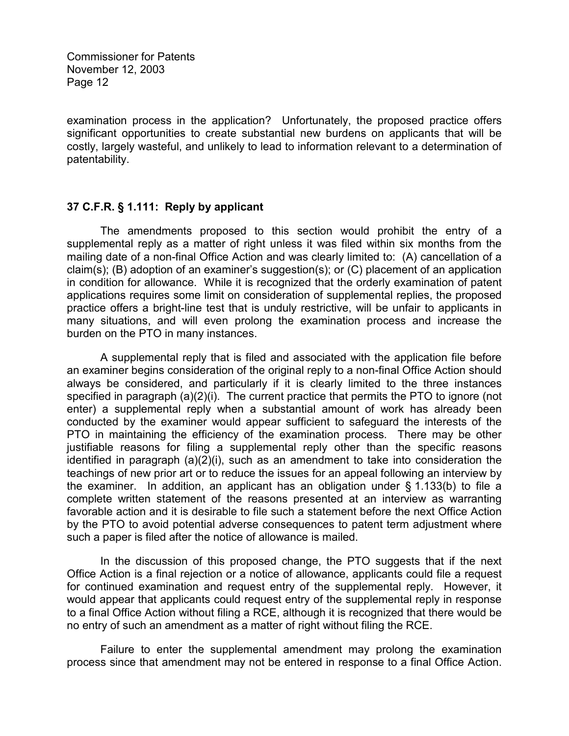examination process in the application? Unfortunately, the proposed practice offers significant opportunities to create substantial new burdens on applicants that will be costly, largely wasteful, and unlikely to lead to information relevant to a determination of patentability.

### 37 C.F.R. § 1.111: Reply by applicant

The amendments proposed to this section would prohibit the entry of a supplemental reply as a matter of right unless it was filed within six months from the mailing date of a non-final Office Action and was clearly limited to: (A) cancellation of a claim(s); (B) adoption of an examiner's suggestion(s); or (C) placement of an application in condition for allowance. While it is recognized that the orderly examination of patent applications requires some limit on consideration of supplemental replies, the proposed practice offers a bright-line test that is unduly restrictive, will be unfair to applicants in many situations, and will even prolong the examination process and increase the burden on the PTO in many instances.

A supplemental reply that is filed and associated with the application file before an examiner begins consideration of the original reply to a non-final Office Action should always be considered, and particularly if it is clearly limited to the three instances specified in paragraph (a)(2)(i). The current practice that permits the PTO to ignore (not enter) a supplemental reply when a substantial amount of work has already been conducted by the examiner would appear sufficient to safeguard the interests of the PTO in maintaining the efficiency of the examination process. There may be other justifiable reasons for filing a supplemental reply other than the specific reasons identified in paragraph (a)(2)(i), such as an amendment to take into consideration the teachings of new prior art or to reduce the issues for an appeal following an interview by the examiner. In addition, an applicant has an obligation under § 1.133(b) to file a complete written statement of the reasons presented at an interview as warranting favorable action and it is desirable to file such a statement before the next Office Action by the PTO to avoid potential adverse consequences to patent term adjustment where such a paper is filed after the notice of allowance is mailed.

In the discussion of this proposed change, the PTO suggests that if the next Office Action is a final rejection or a notice of allowance, applicants could file a request for continued examination and request entry of the supplemental reply. However, it would appear that applicants could request entry of the supplemental reply in response to a final Office Action without filing a RCE, although it is recognized that there would be no entry of such an amendment as a matter of right without filing the RCE.

Failure to enter the supplemental amendment may prolong the examination process since that amendment may not be entered in response to a final Office Action.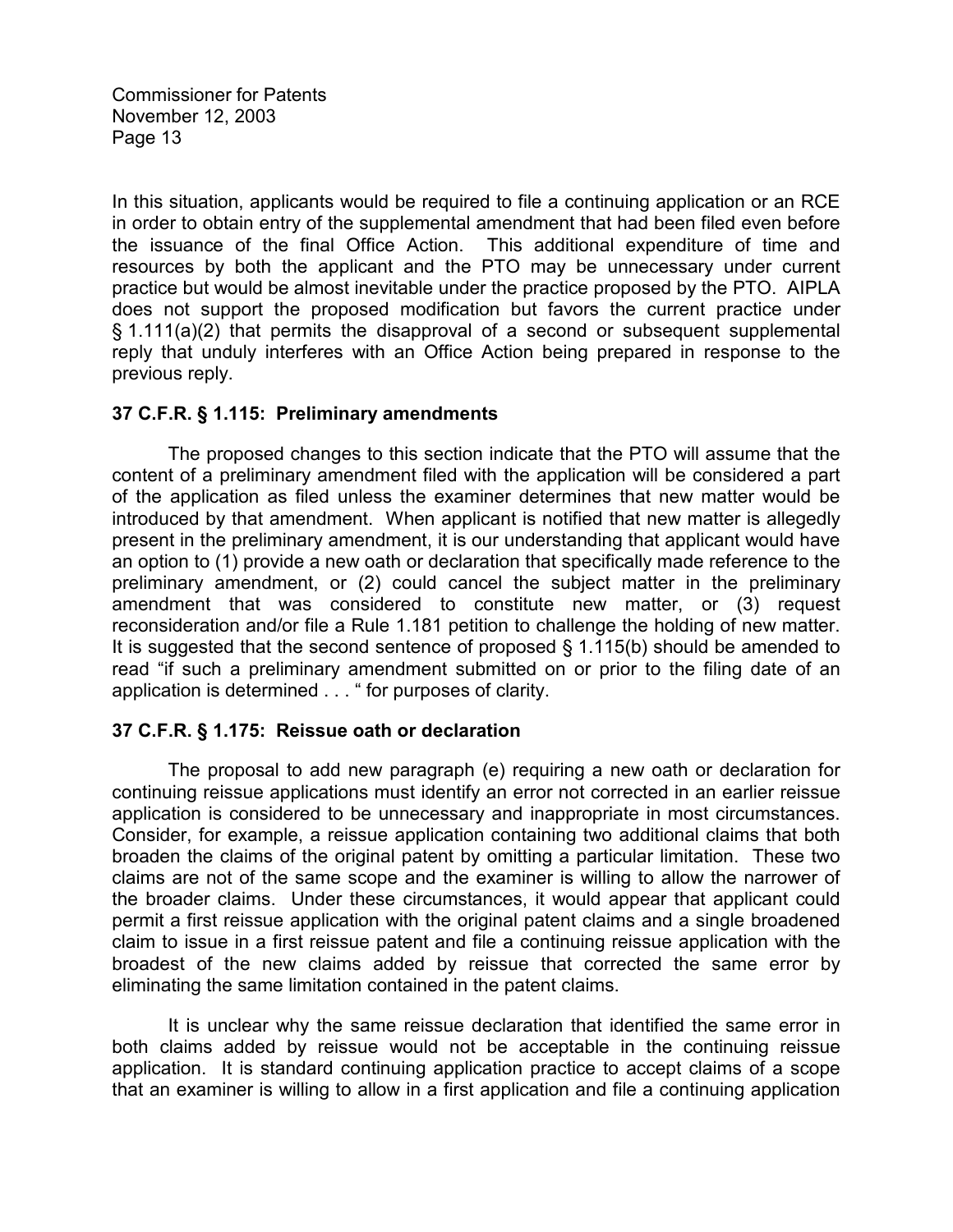In this situation, applicants would be required to file a continuing application or an RCE in order to obtain entry of the supplemental amendment that had been filed even before the issuance of the final Office Action. This additional expenditure of time and resources by both the applicant and the PTO may be unnecessary under current practice but would be almost inevitable under the practice proposed by the PTO. AIPLA does not support the proposed modification but favors the current practice under § 1.111(a)(2) that permits the disapproval of a second or subsequent supplemental reply that unduly interferes with an Office Action being prepared in response to the previous reply.

**37 C.F.R. § 1.115: Preliminary amendments**

The proposed changes to this section indicate that the PTO will assume that the content of a preliminary amendment filed with the application will be considered a part of the application as filed unless the examiner determines that new matter would be introduced by that amendment. When applicant is notified that new matter is allegedly present in the preliminary amendment, it is our understanding that applicant would have an option to (1) provide a new oath or declaration that specifically made reference to the preliminary amendment, or (2) could cancel the subject matter in the preliminary amendment that was considered to constitute new matter, or (3) request reconsideration and/or file a Rule 1.181 petition to challenge the holding of new matter. It is suggested that the second sentence of proposed § 1.115(b) should be amended to read "if such a preliminary amendment submitted on or prior to the filing date of an application is determined . . . " for purposes of clarity.

**37 C.F.R. § 1.175: Reissue oath or declaration**

The proposal to add new paragraph (e) requiring a new oath or declaration for continuing reissue applications must identify an error not corrected in an earlier reissue application is considered to be unnecessary and inappropriate in most circumstances. Consider, for example, a reissue application containing two additional claims that both broaden the claims of the original patent by omitting a particular limitation. These two claims are not of the same scope and the examiner is willing to allow the narrower of the broader claims. Under these circumstances, it would appear that applicant could permit a first reissue application with the original patent claims and a single broadened claim to issue in a first reissue patent and file a continuing reissue application with the broadest of the new claims added by reissue that corrected the same error by eliminating the same limitation contained in the patent claims.

It is unclear why the same reissue declaration that identified the same error in both claims added by reissue would not be acceptable in the continuing reissue application. It is standard continuing application practice to accept claims of a scope that an examiner is willing to allow in a first application and file a continuing application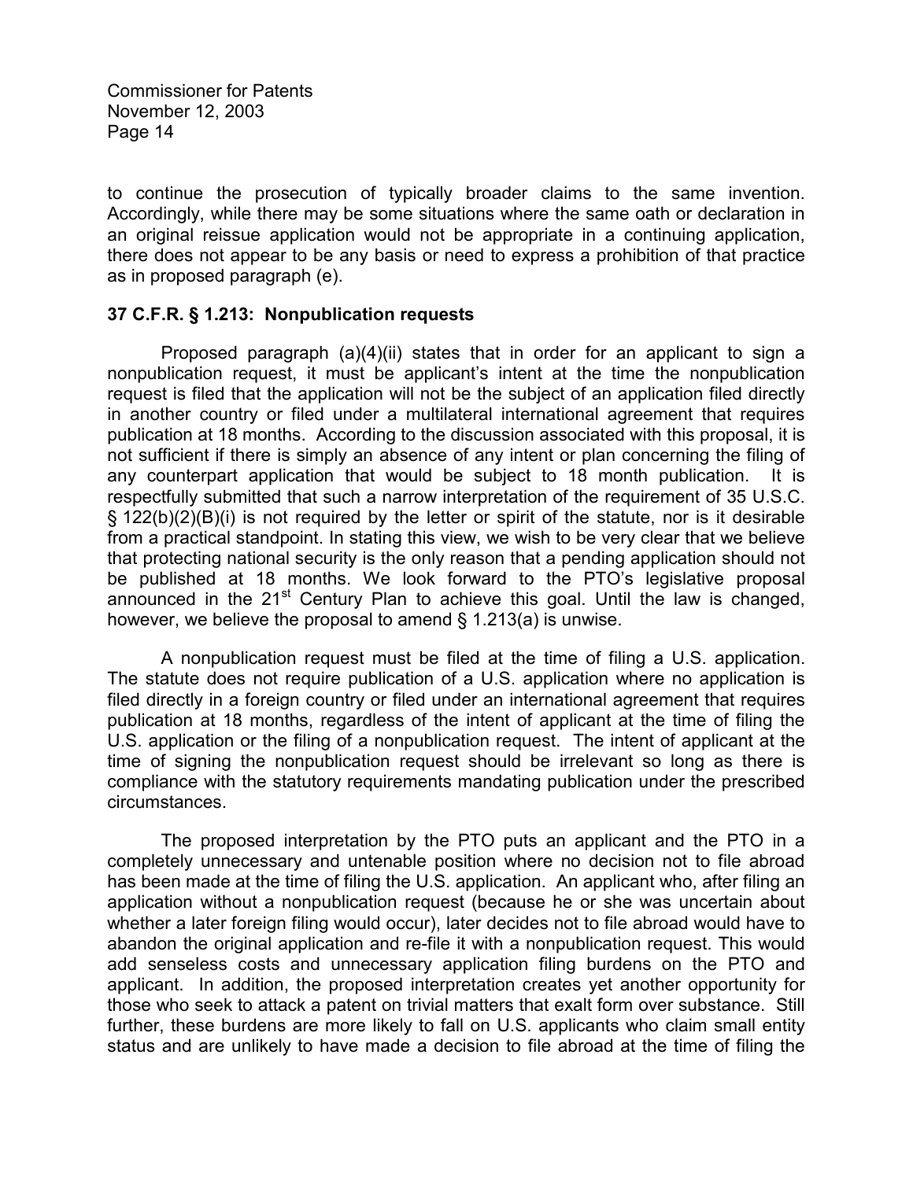to continue the prosecution of typically broader claims to the same invention. Accordingly, while there may be some situations where the same oath or declaration in an original reissue application would not be appropriate in a continuing application, there does not appear to be any basis or need to express a prohibition of that practice as in proposed paragraph (e).

**37 C.F.R. § 1.213: Nonpublication requests**

Proposed paragraph (a)(4)(ii) states that in order for an applicant to sign a nonpublication request, it must be applicant's intent at the time the nonpublication request is filed that the application will not be the subject of an application filed directly in another country or filed under a multilateral international agreement that requires publication at 18 months. According to the discussion associated with this proposal, it is not sufficient if there is simply an absence of any intent or plan concerning the filing of any counterpart application that would be subject to 18 month publication. It is respectfully submitted that such a narrow interpretation of the requirement of 35 U.S.C. § 122(b)(2)(B)(i) is not required by the letter or spirit of the statute, nor is it desirable from a practical standpoint. In stating this view, we wish to be very clear that we believe that protecting national security is the only reason that a pending application should not be published at 18 months. We look forward to the PTO's legislative proposal announced in the 21st Century Plan to achieve this goal. Until the law is changed, however, we believe the proposal to amend § 1.213(a) is unwise.

A nonpublication request must be filed at the time of filing a U.S. application. The statute does not require publication of a U.S. application where no application is filed directly in a foreign country or filed under an international agreement that requires publication at 18 months, regardless of the intent of applicant at the time of filing the U.S. application or the filing of a nonpublication request. The intent of applicant at the time of signing the nonpublication request should be irrelevant so long as there is compliance with the statutory requirements mandating publication under the prescribed circumstances.

The proposed interpretation by the PTO puts an applicant and the PTO in a completely unnecessary and untenable position where no decision not to file abroad has been made at the time of filing the U.S. application. An applicant who, after filing an application without a nonpublication request (because he or she was uncertain about whether a later foreign filing would occur), later decides not to file abroad would have to abandon the original application and re-file it with a nonpublication request. This would add senseless costs and unnecessary application filing burdens on the PTO and applicant. In addition, the proposed interpretation creates yet another opportunity for those who seek to attack a patent on trivial matters that exalt form over substance. Still further, these burdens are more likely to fall on U.S. applicants who claim small entity status and are unlikely to have made a decision to file abroad at the time of filing the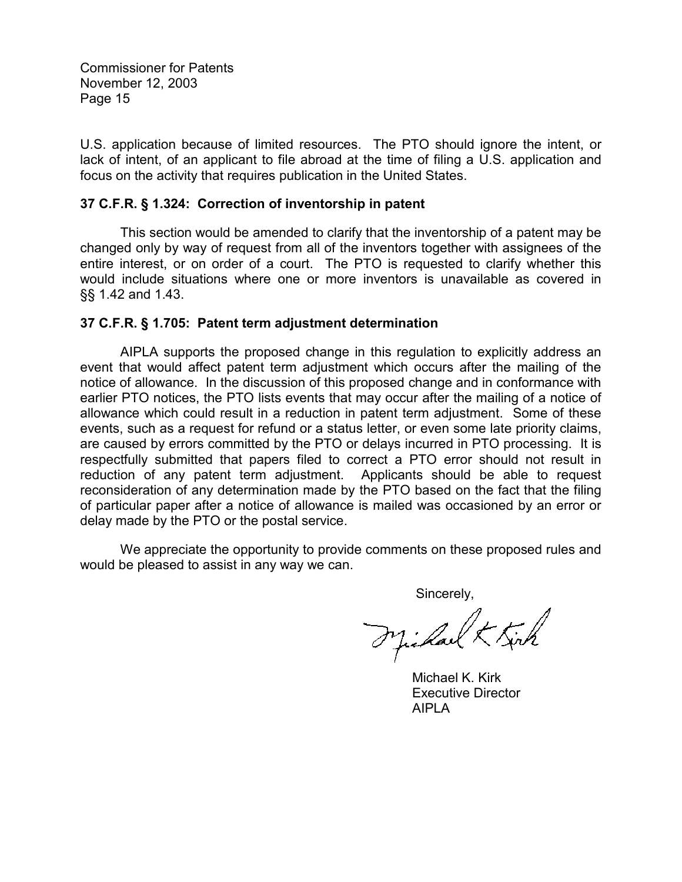U.S. application because of limited resources. The PTO should ignore the intent, or lack of intent, of an applicant to file abroad at the time of filing a U.S. application and focus on the activity that requires publication in the United States.

**37 C.F.R. § 1.324: Correction of inventorship in patent**

This section would be amended to clarify that the inventorship of a patent may be changed only by way of request from all of the inventors together with assignees of the entire interest, or on order of a court. The PTO is requested to clarify whether this would include situations where one or more inventors is unavailable as covered in §§ 1.42 and 1.43.

**37 C.F.R. § 1.705: Patent term adjustment determination**

AIPLA supports the proposed change in this regulation to explicitly address an event that would affect patent term adjustment which occurs after the mailing of the notice of allowance. In the discussion of this proposed change and in conformance with earlier PTO notices, the PTO lists events that may occur after the mailing of a notice of allowance which could result in a reduction in patent term adjustment. Some of these events, such as a request for refund or a status letter, or even some late priority claims, are caused by errors committed by the PTO or delays incurred in PTO processing. It is respectfully submitted that papers filed to correct a PTO error should not result in reduction of any patent term adjustment. Applicants should be able to request reconsideration of any determination made by the PTO based on the fact that the filing of particular paper after a notice of allowance is mailed was occasioned by an error or delay made by the PTO or the postal service.

We appreciate the opportunity to provide comments on these proposed rules and would be pleased to assist in any way we can.

Sincerely,

Michael K. Kirk
Executive Director
AIPLA